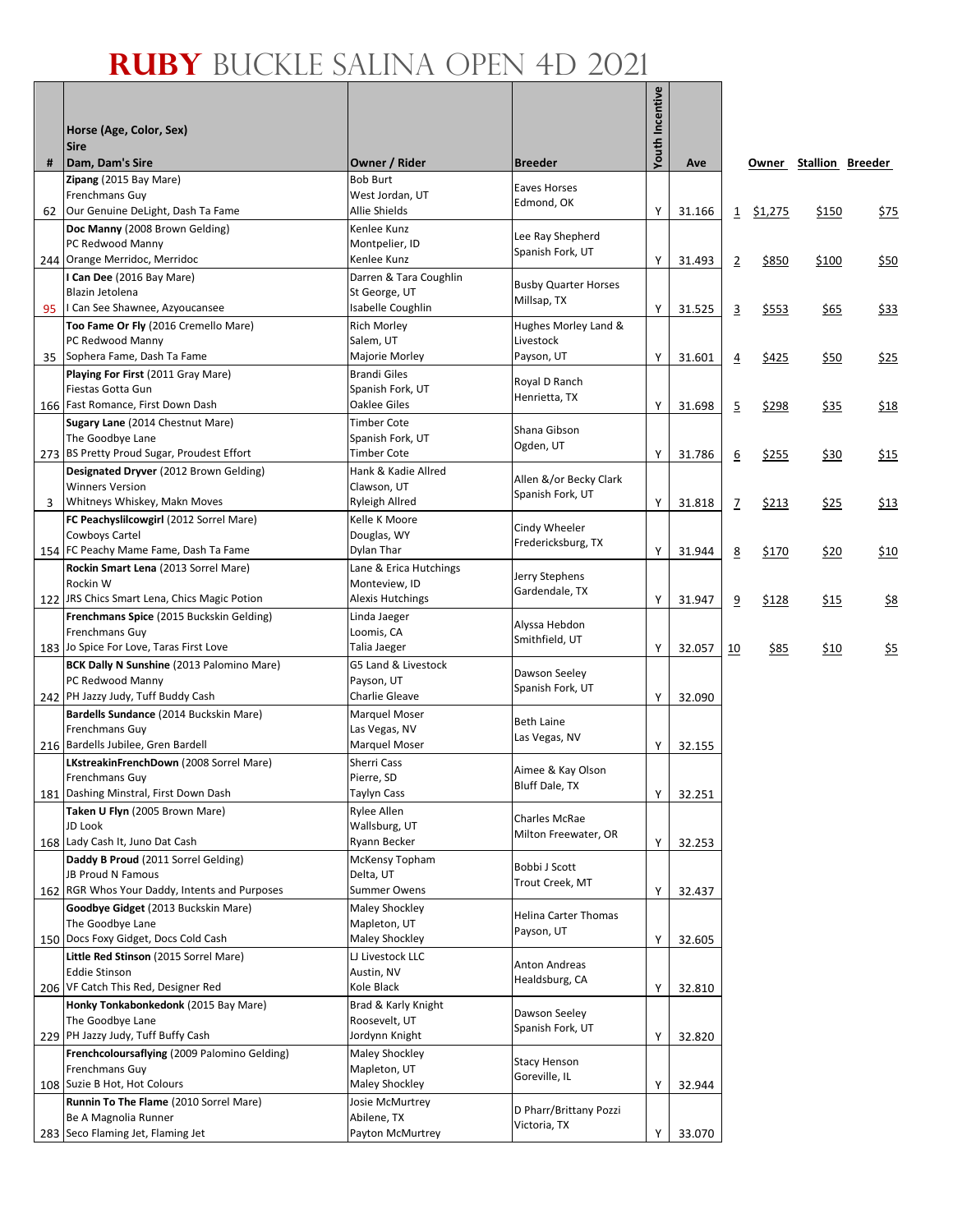# RUBY BUCKLE SALINA OPEN 4D 2021

| # | Horse (Age, Color, Sex)<br>Sire<br>Dam, Dam's Sire | Owner / Rider | Breeder | Youth Incentive | Ave | | Owner | Stallion | Breeder |
|---|---|---|---|---|---|---|---|---|---|
| 62 | **Zipang** (2015 Bay Mare)<br>Frenchmans Guy<br>Our Genuine DeLight, Dash Ta Fame | Bob Burt<br>West Jordan, UT<br>Allie Shields | Eaves Horses<br>Edmond, OK | Y | 31.166 | 1 | $1,275 | $150 | $75 |
| 244 | **Doc Manny** (2008 Brown Gelding)<br>PC Redwood Manny<br>Orange Merridoc, Merridoc | Kenlee Kunz<br>Montpelier, ID<br>Kenlee Kunz | Lee Ray Shepherd<br>Spanish Fork, UT | Y | 31.493 | 2 | $850 | $100 | $50 |
| 95 | **I Can Dee** (2016 Bay Mare)<br>Blazin Jetolena<br>I Can See Shawnee, Azyoucansee | Darren & Tara Coughlin<br>St George, UT<br>Isabelle Coughlin | Busby Quarter Horses<br>Millsap, TX | Y | 31.525 | 3 | $553 | $65 | $33 |
| 35 | **Too Fame Or Fly** (2016 Cremello Mare)<br>PC Redwood Manny<br>Sophera Fame, Dash Ta Fame | Rich Morley<br>Salem, UT<br>Majorie Morley | Hughes Morley Land & Livestock<br>Payson, UT | Y | 31.601 | 4 | $425 | $50 | $25 |
| 166 | **Playing For First** (2011 Gray Mare)<br>Fiestas Gotta Gun<br>Fast Romance, First Down Dash | Brandi Giles<br>Spanish Fork, UT<br>Oaklee Giles | Royal D Ranch<br>Henrietta, TX | Y | 31.698 | 5 | $298 | $35 | $18 |
| 273 | **Sugary Lane** (2014 Chestnut Mare)<br>The Goodbye Lane<br>BS Pretty Proud Sugar, Proudest Effort | Timber Cote<br>Spanish Fork, UT<br>Timber Cote | Shana Gibson<br>Ogden, UT | Y | 31.786 | 6 | $255 | $30 | $15 |
| 3 | **Designated Dryver** (2012 Brown Gelding)<br>Winners Version<br>Whitneys Whiskey, Makn Moves | Hank & Kadie Allred<br>Clawson, UT<br>Ryleigh Allred | Allen &/or Becky Clark<br>Spanish Fork, UT | Y | 31.818 | 7 | $213 | $25 | $13 |
| 154 | **FC Peachyslilcowgirl** (2012 Sorrel Mare)<br>Cowboys Cartel<br>FC Peachy Mame Fame, Dash Ta Fame | Kelle K Moore<br>Douglas, WY<br>Dylan Thar | Cindy Wheeler<br>Fredericksburg, TX | Y | 31.944 | 8 | $170 | $20 | $10 |
| 122 | **Rockin Smart Lena** (2013 Sorrel Mare)<br>Rockin W<br>JRS Chics Smart Lena, Chics Magic Potion | Lane & Erica Hutchings<br>Monteview, ID<br>Alexis Hutchings | Jerry Stephens<br>Gardendale, TX | Y | 31.947 | 9 | $128 | $15 | $8 |
| 183 | **Frenchmans Spice** (2015 Buckskin Gelding)<br>Frenchmans Guy<br>Jo Spice For Love, Taras First Love | Linda Jaeger<br>Loomis, CA<br>Talia Jaeger | Alyssa Hebdon<br>Smithfield, UT | Y | 32.057 | 10 | $85 | $10 | $5 |
| 242 | **BCK Dally N Sunshine** (2013 Palomino Mare)<br>PC Redwood Manny<br>PH Jazzy Judy, Tuff Buddy Cash | G5 Land & Livestock<br>Payson, UT<br>Charlie Gleave | Dawson Seeley<br>Spanish Fork, UT | Y | 32.090 | | | | |
| 216 | **Bardells Sundance** (2014 Buckskin Mare)<br>Frenchmans Guy<br>Bardells Jubilee, Gren Bardell | Marquel Moser<br>Las Vegas, NV<br>Marquel Moser | Beth Laine<br>Las Vegas, NV | Y | 32.155 | | | | |
| 181 | **LKstreakinFrenchDown** (2008 Sorrel Mare)<br>Frenchmans Guy<br>Dashing Minstral, First Down Dash | Sherri Cass<br>Pierre, SD<br>Taylyn Cass | Aimee & Kay Olson<br>Bluff Dale, TX | Y | 32.251 | | | | |
| 168 | **Taken U Flyn** (2005 Brown Mare)<br>JD Look<br>Lady Cash It, Juno Dat Cash | Rylee Allen<br>Wallsburg, UT<br>Ryann Becker | Charles McRae<br>Milton Freewater, OR | Y | 32.253 | | | | |
| 162 | **Daddy B Proud** (2011 Sorrel Gelding)<br>JB Proud N Famous<br>RGR Whos Your Daddy, Intents and Purposes | McKensy Topham<br>Delta, UT<br>Summer Owens | Bobbi J Scott<br>Trout Creek, MT | Y | 32.437 | | | | |
| 150 | **Goodbye Gidget** (2013 Buckskin Mare)<br>The Goodbye Lane<br>Docs Foxy Gidget, Docs Cold Cash | Maley Shockley<br>Mapleton, UT<br>Maley Shockley | Helina Carter Thomas<br>Payson, UT | Y | 32.605 | | | | |
| 206 | **Little Red Stinson** (2015 Sorrel Mare)<br>Eddie Stinson<br>VF Catch This Red, Designer Red | LJ Livestock LLC<br>Austin, NV<br>Kole Black | Anton Andreas<br>Healdsburg, CA | Y | 32.810 | | | | |
| 229 | **Honky Tonkabonkedonk** (2015 Bay Mare)<br>The Goodbye Lane<br>PH Jazzy Judy, Tuff Buffy Cash | Brad & Karly Knight<br>Roosevelt, UT<br>Jordynn Knight | Dawson Seeley<br>Spanish Fork, UT | Y | 32.820 | | | | |
| 108 | **Frenchcoloursaflying** (2009 Palomino Gelding)<br>Frenchmans Guy<br>Suzie B Hot, Hot Colours | Maley Shockley<br>Mapleton, UT<br>Maley Shockley | Stacy Henson<br>Goreville, IL | Y | 32.944 | | | | |
| 283 | **Runnin To The Flame** (2010 Sorrel Mare)<br>Be A Magnolia Runner<br>Seco Flaming Jet, Flaming Jet | Josie McMurtrey<br>Abilene, TX<br>Payton McMurtrey | D Pharr/Brittany Pozzi<br>Victoria, TX | Y | 33.070 | | | | |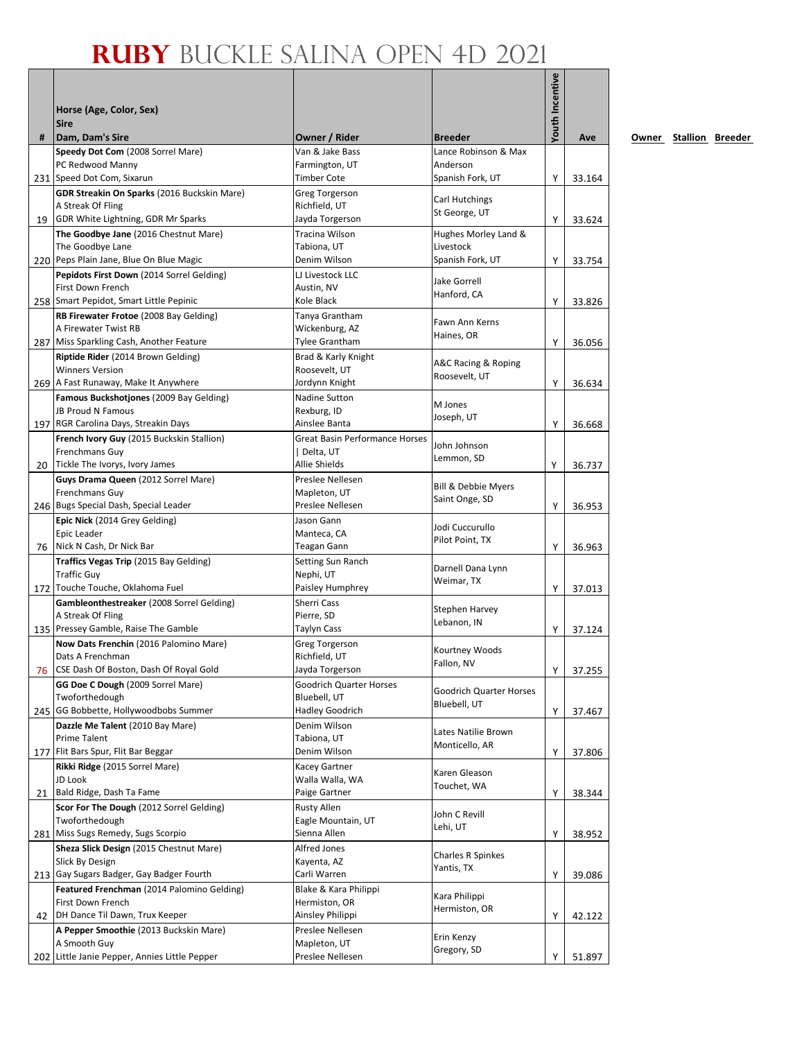# RUBY BUCKLE SALINA OPEN 4D 2021

| # | Horse (Age, Color, Sex)<br>Sire<br>Dam, Dam's Sire | Owner / Rider | Breeder | Youth Incentive | Ave | Owner | Stallion | Breeder |
|---|---|---|---|---|---|---|---|---|
| 231 | **Speedy Dot Com** (2008 Sorrel Mare)<br>PC Redwood Manny<br>Speed Dot Com, Sixarun | Van & Jake Bass<br>Farmington, UT<br>Timber Cote | Lance Robinson & Max Anderson<br>Spanish Fork, UT | Y | 33.164 | | | |
| 19 | **GDR Streakin On Sparks** (2016 Buckskin Mare)<br>A Streak Of Fling<br>GDR White Lightning, GDR Mr Sparks | Greg Torgerson<br>Richfield, UT<br>Jayda Torgerson | Carl Hutchings<br>St George, UT | Y | 33.624 | | | |
| 220 | **The Goodbye Jane** (2016 Chestnut Mare)<br>The Goodbye Lane<br>Peps Plain Jane, Blue On Blue Magic | Tracina Wilson<br>Tabiona, UT<br>Denim Wilson | Hughes Morley Land & Livestock<br>Spanish Fork, UT | Y | 33.754 | | | |
| 258 | **Pepidots First Down** (2014 Sorrel Gelding)<br>First Down French<br>Smart Pepidot, Smart Little Pepinic | LJ Livestock LLC<br>Austin, NV<br>Kole Black | Jake Gorrell<br>Hanford, CA | Y | 33.826 | | | |
| 287 | **RB Firewater Frotoe** (2008 Bay Gelding)<br>A Firewater Twist RB<br>Miss Sparkling Cash, Another Feature | Tanya Grantham<br>Wickenburg, AZ<br>Tylee Grantham | Fawn Ann Kerns<br>Haines, OR | Y | 36.056 | | | |
| 269 | **Riptide Rider** (2014 Brown Gelding)<br>Winners Version<br>A Fast Runaway, Make It Anywhere | Brad & Karly Knight<br>Roosevelt, UT<br>Jordynn Knight | A&C Racing & Roping<br>Roosevelt, UT | Y | 36.634 | | | |
| 197 | **Famous Buckshotjones** (2009 Bay Gelding)<br>JB Proud N Famous<br>RGR Carolina Days, Streakin Days | Nadine Sutton<br>Rexburg, ID<br>Ainslee Banta | M Jones<br>Joseph, UT | Y | 36.668 | | | |
| 20 | **French Ivory Guy** (2015 Buckskin Stallion)<br>Frenchmans Guy<br>Tickle The Ivorys, Ivory James | Great Basin Performance Horses \| Delta, UT<br>Allie Shields | John Johnson<br>Lemmon, SD | Y | 36.737 | | | |
| 246 | **Guys Drama Queen** (2012 Sorrel Mare)<br>Frenchmans Guy<br>Bugs Special Dash, Special Leader | Preslee Nellesen<br>Mapleton, UT<br>Preslee Nellesen | Bill & Debbie Myers<br>Saint Onge, SD | Y | 36.953 | | | |
| 76 | **Epic Nick** (2014 Grey Gelding)<br>Epic Leader<br>Nick N Cash, Dr Nick Bar | Jason Gann<br>Manteca, CA<br>Teagan Gann | Jodi Cuccurullo<br>Pilot Point, TX | Y | 36.963 | | | |
| 172 | **Traffics Vegas Trip** (2015 Bay Gelding)<br>Traffic Guy<br>Touche Touche, Oklahoma Fuel | Setting Sun Ranch<br>Nephi, UT<br>Paisley Humphrey | Darnell Dana Lynn<br>Weimar, TX | Y | 37.013 | | | |
| 135 | **Gambleonthestreaker** (2008 Sorrel Gelding)<br>A Streak Of Fling<br>Pressey Gamble, Raise The Gamble | Sherri Cass<br>Pierre, SD<br>Taylyn Cass | Stephen Harvey<br>Lebanon, IN | Y | 37.124 | | | |
| 76 | **Now Dats Frenchin** (2016 Palomino Mare)<br>Dats A Frenchman<br>CSE Dash Of Boston, Dash Of Royal Gold | Greg Torgerson<br>Richfield, UT<br>Jayda Torgerson | Kourtney Woods<br>Fallon, NV | Y | 37.255 | | | |
| 245 | **GG Doe C Dough** (2009 Sorrel Mare)<br>Twoforthedough<br>GG Bobbette, Hollywoodbobs Summer | Goodrich Quarter Horses<br>Bluebell, UT<br>Hadley Goodrich | Goodrich Quarter Horses<br>Bluebell, UT | Y | 37.467 | | | |
| 177 | **Dazzle Me Talent** (2010 Bay Mare)<br>Prime Talent<br>Flit Bars Spur, Flit Bar Beggar | Denim Wilson<br>Tabiona, UT<br>Denim Wilson | Lates Natilie Brown<br>Monticello, AR | Y | 37.806 | | | |
| 21 | **Rikki Ridge** (2015 Sorrel Mare)<br>JD Look<br>Bald Ridge, Dash Ta Fame | Kacey Gartner<br>Walla Walla, WA<br>Paige Gartner | Karen Gleason<br>Touchet, WA | Y | 38.344 | | | |
| 281 | **Scor For The Dough** (2012 Sorrel Gelding)<br>Twoforthedough<br>Miss Sugs Remedy, Sugs Scorpio | Rusty Allen<br>Eagle Mountain, UT<br>Sienna Allen | John C Revill<br>Lehi, UT | Y | 38.952 | | | |
| 213 | **Sheza Slick Design** (2015 Chestnut Mare)<br>Slick By Design<br>Gay Sugars Badger, Gay Badger Fourth | Alfred Jones<br>Kayenta, AZ<br>Carli Warren | Charles R Spinkes<br>Yantis, TX | Y | 39.086 | | | |
| 42 | **Featured Frenchman** (2014 Palomino Gelding)<br>First Down French<br>DH Dance Til Dawn, Trux Keeper | Blake & Kara Philippi<br>Hermiston, OR<br>Ainsley Philippi | Kara Philippi<br>Hermiston, OR | Y | 42.122 | | | |
| 202 | **A Pepper Smoothie** (2013 Buckskin Mare)<br>A Smooth Guy<br>Little Janie Pepper, Annies Little Pepper | Preslee Nellesen<br>Mapleton, UT<br>Preslee Nellesen | Erin Kenzy<br>Gregory, SD | Y | 51.897 | | | |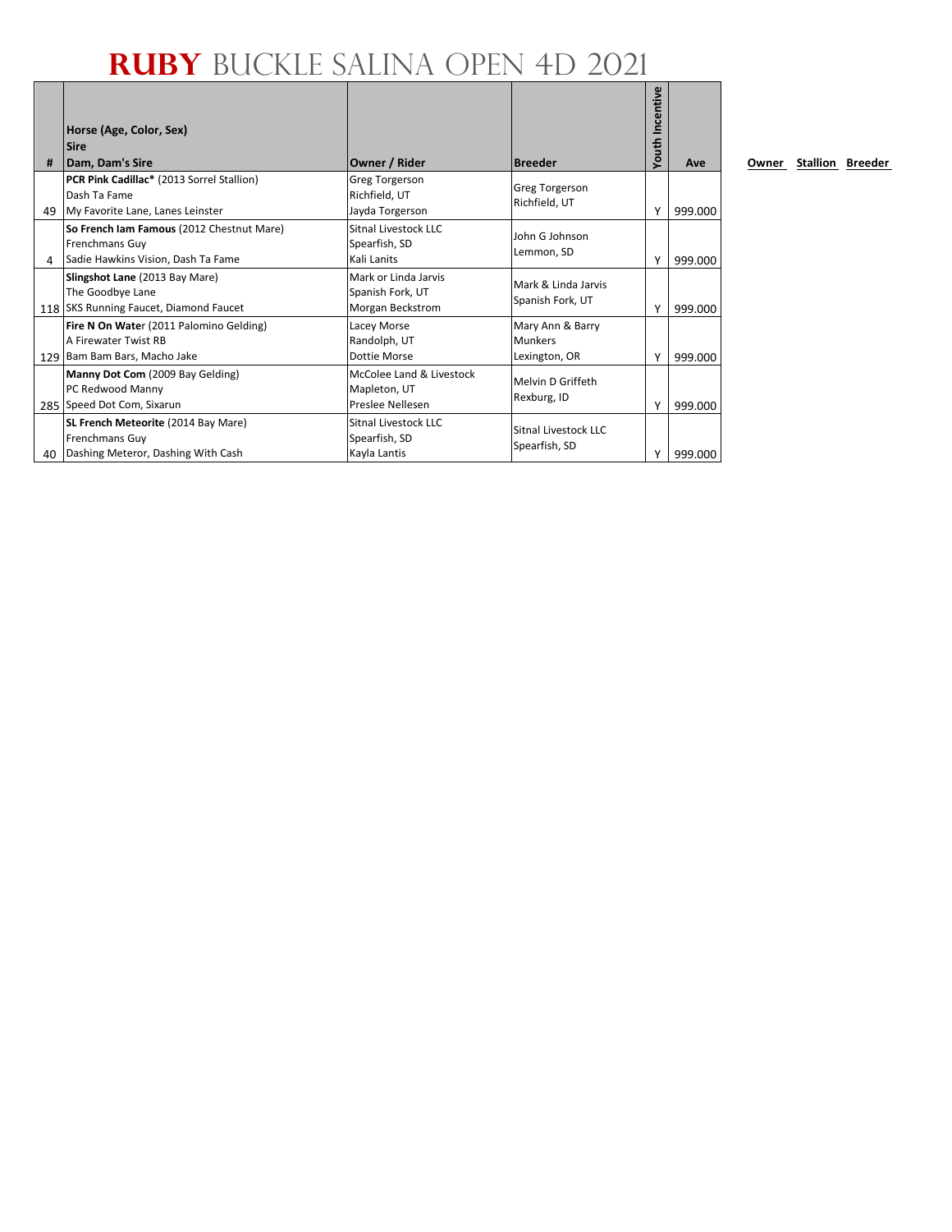# **RUBY** BUCKLE SALINA OPEN 4D 2021

| # | Horse (Age, Color, Sex)<br>Sire<br>Dam, Dam's Sire | Owner / Rider | Breeder | Youth Incentive | Ave | Owner | Stallion | Breeder |
|---|---|---|---|---|---|---|---|---|
| 49 | **PCR Pink Cadillac*** (2013 Sorrel Stallion)<br>Dash Ta Fame<br>My Favorite Lane, Lanes Leinster | Greg Torgerson<br>Richfield, UT<br>Jayda Torgerson | Greg Torgerson<br>Richfield, UT | Y | 999.000 | | | |
| 4 | **So French Iam Famous** (2012 Chestnut Mare)<br>Frenchmans Guy<br>Sadie Hawkins Vision, Dash Ta Fame | Sitnal Livestock LLC<br>Spearfish, SD<br>Kali Lanits | John G Johnson<br>Lemmon, SD | Y | 999.000 | | | |
| 118 | **Slingshot Lane** (2013 Bay Mare)<br>The Goodbye Lane<br>SKS Running Faucet, Diamond Faucet | Mark or Linda Jarvis<br>Spanish Fork, UT<br>Morgan Beckstrom | Mark & Linda Jarvis<br>Spanish Fork, UT | Y | 999.000 | | | |
| 129 | **Fire N On Wate**r (2011 Palomino Gelding)<br>A Firewater Twist RB<br>Bam Bam Bars, Macho Jake | Lacey Morse<br>Randolph, UT<br>Dottie Morse | Mary Ann & Barry<br>Munkers<br>Lexington, OR | Y | 999.000 | | | |
| 285 | **Manny Dot Com** (2009 Bay Gelding)<br>PC Redwood Manny<br>Speed Dot Com, Sixarun | McColee Land & Livestock<br>Mapleton, UT<br>Preslee Nellesen | Melvin D Griffeth<br>Rexburg, ID | Y | 999.000 | | | |
| 40 | **SL French Meteorite** (2014 Bay Mare)<br>Frenchmans Guy<br>Dashing Meteror, Dashing With Cash | Sitnal Livestock LLC<br>Spearfish, SD<br>Kayla Lantis | Sitnal Livestock LLC<br>Spearfish, SD | Y | 999.000 | | | |